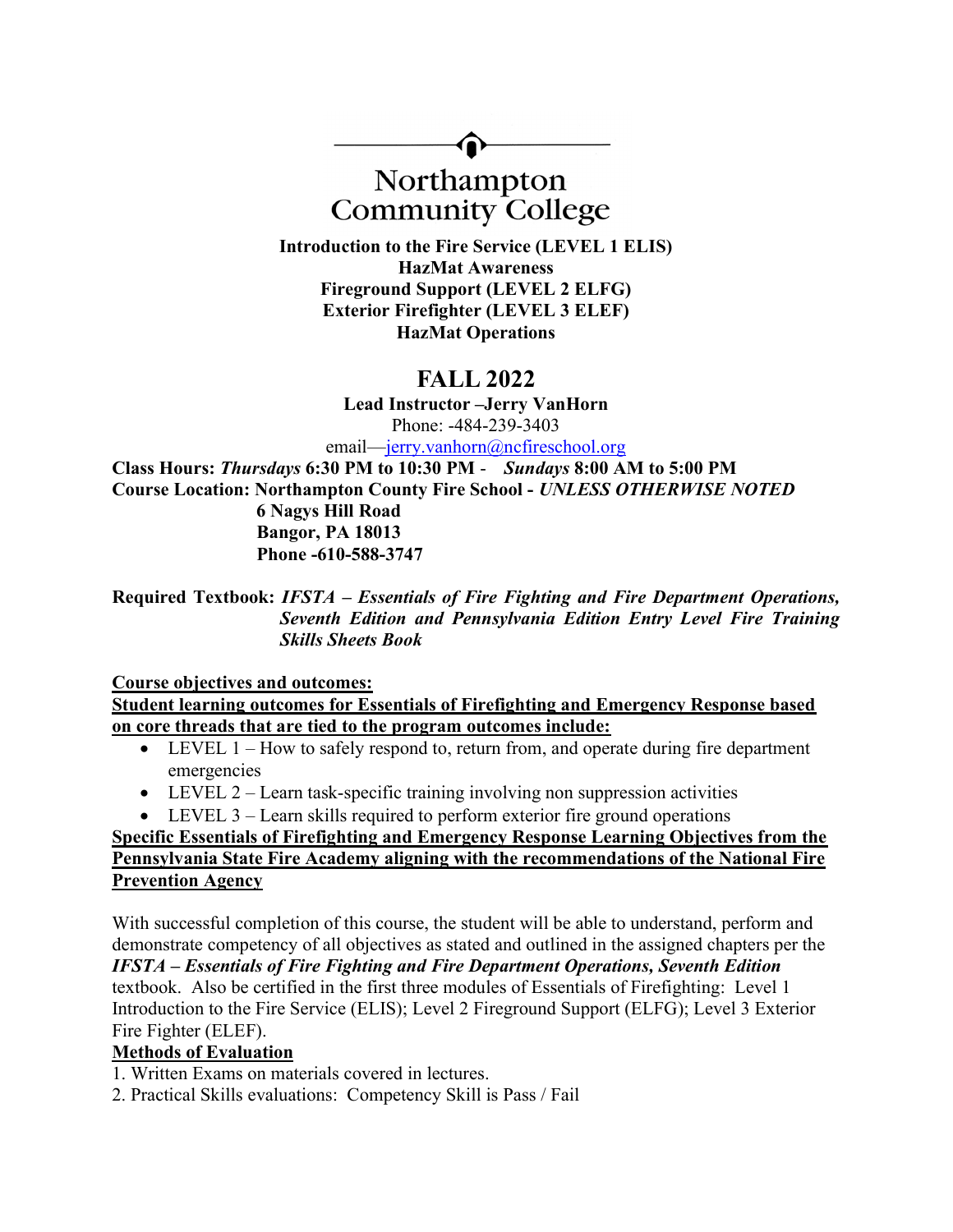# Northampton Community College

**Introduction to the Fire Service (LEVEL 1 ELIS)**
**HazMat Awareness**
**Fireground Support (LEVEL 2 ELFG)**
**Exterior Firefighter (LEVEL 3 ELEF)**
**HazMat Operations**

## FALL 2022

**Lead Instructor –Jerry VanHorn**
Phone: -484-239-3403
email—jerry.vanhorn@ncfireschool.org

**Class Hours:** ***Thursdays*** **6:30 PM to 10:30 PM -** ***Sundays*** **8:00 AM to 5:00 PM**
**Course Location: Northampton County Fire School -** ***UNLESS OTHERWISE NOTED***
**6 Nagys Hill Road**
**Bangor, PA 18013**
**Phone -610-588-3747**

**Required Textbook:** ***IFSTA – Essentials of Fire Fighting and Fire Department Operations, Seventh Edition and Pennsylvania Edition Entry Level Fire Training Skills Sheets Book***

**Course objectives and outcomes:**

**Student learning outcomes for Essentials of Firefighting and Emergency Response based on core threads that are tied to the program outcomes include:**

- LEVEL 1 – How to safely respond to, return from, and operate during fire department emergencies
- LEVEL 2 – Learn task-specific training involving non suppression activities
- LEVEL 3 – Learn skills required to perform exterior fire ground operations

**Specific Essentials of Firefighting and Emergency Response Learning Objectives from the Pennsylvania State Fire Academy aligning with the recommendations of the National Fire Prevention Agency**

With successful completion of this course, the student will be able to understand, perform and demonstrate competency of all objectives as stated and outlined in the assigned chapters per the ***IFSTA – Essentials of Fire Fighting and Fire Department Operations, Seventh Edition*** textbook. Also be certified in the first three modules of Essentials of Firefighting: Level 1 Introduction to the Fire Service (ELIS); Level 2 Fireground Support (ELFG); Level 3 Exterior Fire Fighter (ELEF).

**Methods of Evaluation**

1. Written Exams on materials covered in lectures.
2. Practical Skills evaluations: Competency Skill is Pass / Fail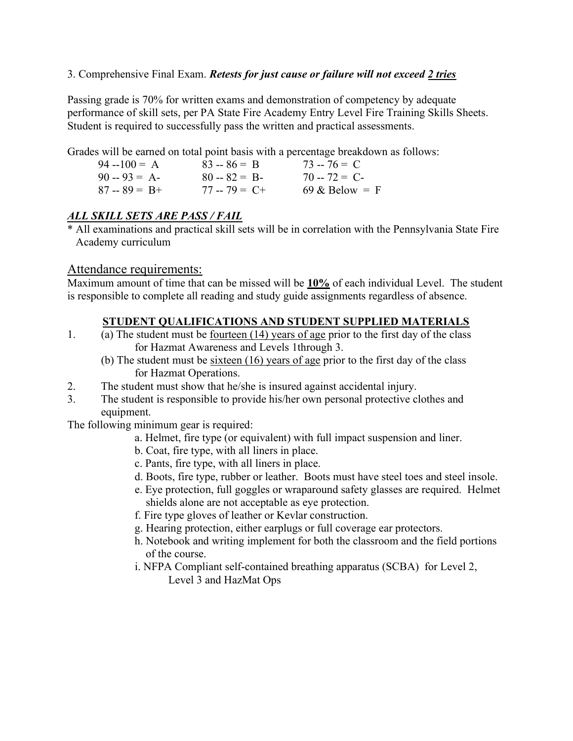3. Comprehensive Final Exam. ***Retests for just cause or failure will not exceed <u>2 tries</u>***

Passing grade is 70% for written exams and demonstration of competency by adequate performance of skill sets, per PA State Fire Academy Entry Level Fire Training Skills Sheets. Student is required to successfully pass the written and practical assessments.

Grades will be earned on total point basis with a percentage breakdown as follows:

| | | |
|---|---|---|
| 94 --100 = A | 83 -- 86 = B | 73 -- 76 = C |
| 90 -- 93 = A- | 80 -- 82 = B- | 70 -- 72 = C- |
| 87 -- 89 = B+ | 77 -- 79 = C+ | 69 & Below = F |

***<u>ALL SKILL SETS ARE PASS / FAIL</u>***

* All examinations and practical skill sets will be in correlation with the Pennsylvania State Fire Academy curriculum

## Attendance requirements:

Maximum amount of time that can be missed will be **<u>10%</u>** of each individual Level. The student is responsible to complete all reading and study guide assignments regardless of absence.

### **<u>STUDENT QUALIFICATIONS AND STUDENT SUPPLIED MATERIALS</u>**

1. (a) The student must be <u>fourteen (14) years of age</u> prior to the first day of the class for Hazmat Awareness and Levels 1through 3.
   (b) The student must be <u>sixteen (16) years of age</u> prior to the first day of the class for Hazmat Operations.
2. The student must show that he/she is insured against accidental injury.
3. The student is responsible to provide his/her own personal protective clothes and equipment.

The following minimum gear is required:

a. Helmet, fire type (or equivalent) with full impact suspension and liner.
b. Coat, fire type, with all liners in place.
c. Pants, fire type, with all liners in place.
d. Boots, fire type, rubber or leather. Boots must have steel toes and steel insole.
e. Eye protection, full goggles or wraparound safety glasses are required. Helmet shields alone are not acceptable as eye protection.
f. Fire type gloves of leather or Kevlar construction.
g. Hearing protection, either earplugs or full coverage ear protectors.
h. Notebook and writing implement for both the classroom and the field portions of the course.
i. NFPA Compliant self-contained breathing apparatus (SCBA) for Level 2, Level 3 and HazMat Ops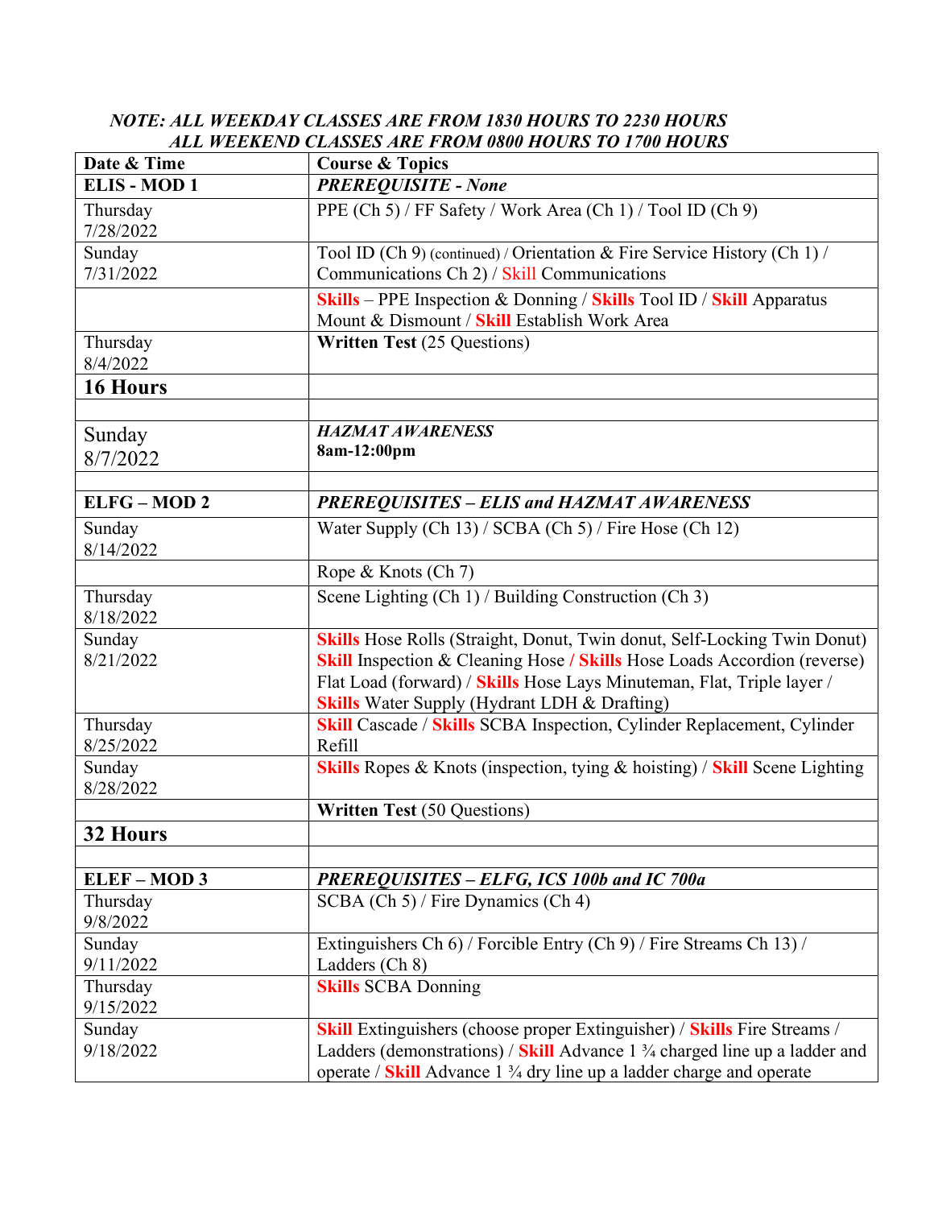***NOTE: ALL WEEKDAY CLASSES ARE FROM 1830 HOURS TO 2230 HOURS***
***ALL WEEKEND CLASSES ARE FROM 0800 HOURS TO 1700 HOURS***

| **Date & Time** | **Course & Topics** |
|---|---|
| **ELIS - MOD 1** | ***PREREQUISITE - None*** |
| Thursday 7/28/2022 | PPE (Ch 5) / FF Safety / Work Area (Ch 1) / Tool ID (Ch 9) |
| Sunday 7/31/2022 | Tool ID (Ch 9) (continued) / Orientation & Fire Service History (Ch 1) / Communications Ch 2) / Skill Communications |
| | **Skills** – PPE Inspection & Donning / **Skills** Tool ID / **Skill** Apparatus Mount & Dismount / **Skill** Establish Work Area |
| Thursday 8/4/2022 | **Written Test** (25 Questions) |
| **16 Hours** | |
| | |
| Sunday 8/7/2022 | ***HAZMAT AWARENESS*** **8am-12:00pm** |
| | |
| **ELFG – MOD 2** | ***PREREQUISITES – ELIS and HAZMAT AWARENESS*** |
| Sunday 8/14/2022 | Water Supply (Ch 13) / SCBA (Ch 5) / Fire Hose (Ch 12) |
| | Rope & Knots (Ch 7) |
| Thursday 8/18/2022 | Scene Lighting (Ch 1) / Building Construction (Ch 3) |
| Sunday 8/21/2022 | **Skills** Hose Rolls (Straight, Donut, Twin donut, Self-Locking Twin Donut) **Skill** Inspection & Cleaning Hose **/ Skills** Hose Loads Accordion (reverse) Flat Load (forward) / **Skills** Hose Lays Minuteman, Flat, Triple layer / **Skills** Water Supply (Hydrant LDH & Drafting) |
| Thursday 8/25/2022 | **Skill** Cascade / **Skills** SCBA Inspection, Cylinder Replacement, Cylinder Refill |
| Sunday 8/28/2022 | **Skills** Ropes & Knots (inspection, tying & hoisting) / **Skill** Scene Lighting |
| | **Written Test** (50 Questions) |
| **32 Hours** | |
| | |
| **ELEF – MOD 3** | ***PREREQUISITES – ELFG, ICS 100b and IC 700a*** |
| Thursday 9/8/2022 | SCBA (Ch 5) / Fire Dynamics (Ch 4) |
| Sunday 9/11/2022 | Extinguishers Ch 6) / Forcible Entry (Ch 9) / Fire Streams Ch 13) / Ladders (Ch 8) |
| Thursday 9/15/2022 | **Skills** SCBA Donning |
| Sunday 9/18/2022 | **Skill** Extinguishers (choose proper Extinguisher) / **Skills** Fire Streams / Ladders (demonstrations) / **Skill** Advance 1 ¾ charged line up a ladder and operate / **Skill** Advance 1 ¾ dry line up a ladder charge and operate |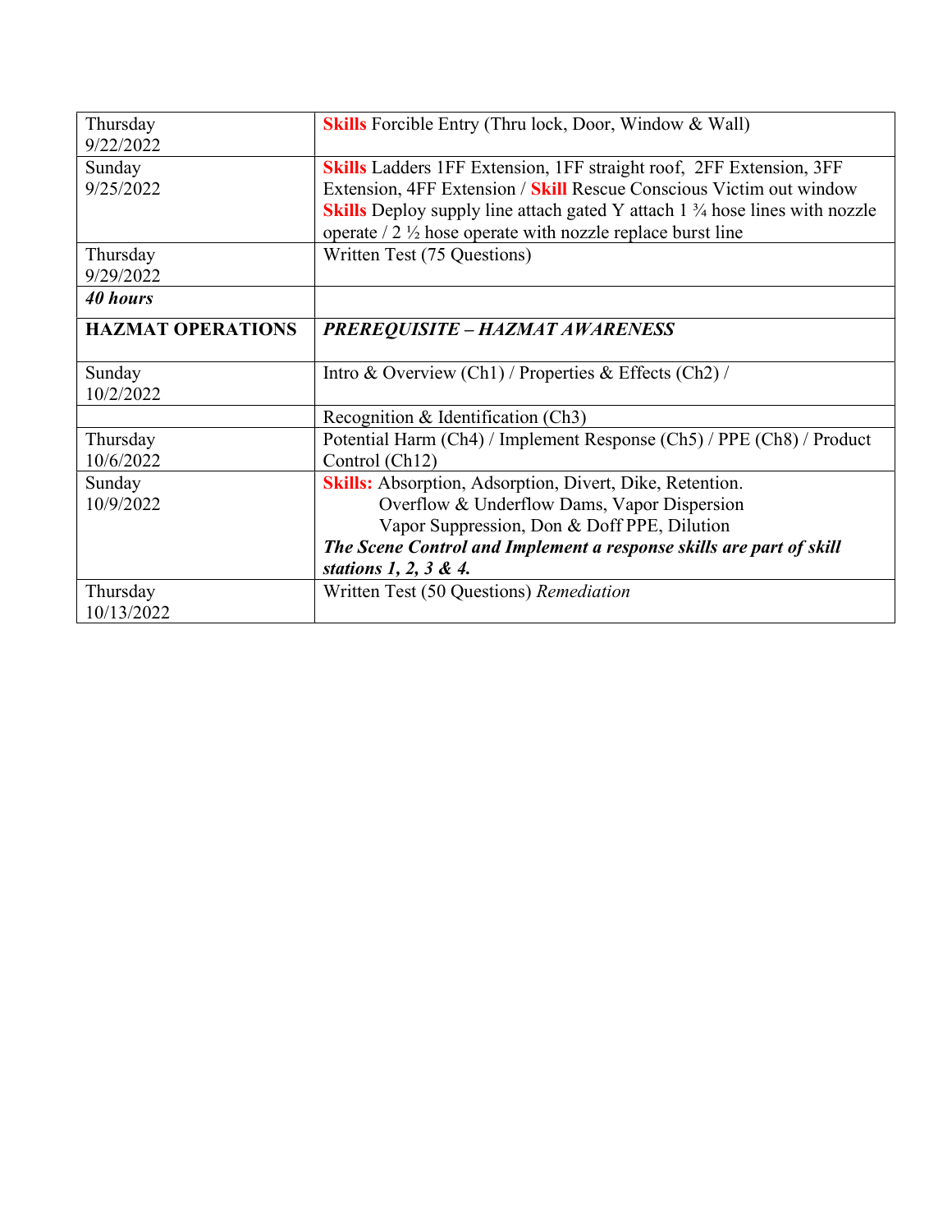| | |
|---|---|
| Thursday 9/22/2022 | **Skills** Forcible Entry (Thru lock, Door, Window & Wall) |
| Sunday 9/25/2022 | **Skills** Ladders 1FF Extension, 1FF straight roof, 2FF Extension, 3FF Extension, 4FF Extension / **Skill** Rescue Conscious Victim out window **Skills** Deploy supply line attach gated Y attach 1 ¾ hose lines with nozzle operate / 2 ½ hose operate with nozzle replace burst line |
| Thursday 9/29/2022 | Written Test (75 Questions) |
| ***40 hours*** | |
| **HAZMAT OPERATIONS** | ***PREREQUISITE – HAZMAT AWARENESS*** |
| Sunday 10/2/2022 | Intro & Overview (Ch1) / Properties & Effects (Ch2) / |
| | Recognition & Identification (Ch3) |
| Thursday 10/6/2022 | Potential Harm (Ch4) / Implement Response (Ch5) / PPE (Ch8) / Product Control (Ch12) |
| Sunday 10/9/2022 | **Skills:** Absorption, Adsorption, Divert, Dike, Retention. Overflow & Underflow Dams, Vapor Dispersion Vapor Suppression, Don & Doff PPE, Dilution ***The Scene Control and Implement a response skills are part of skill stations 1, 2, 3 & 4.*** |
| Thursday 10/13/2022 | Written Test (50 Questions) *Remediation* |